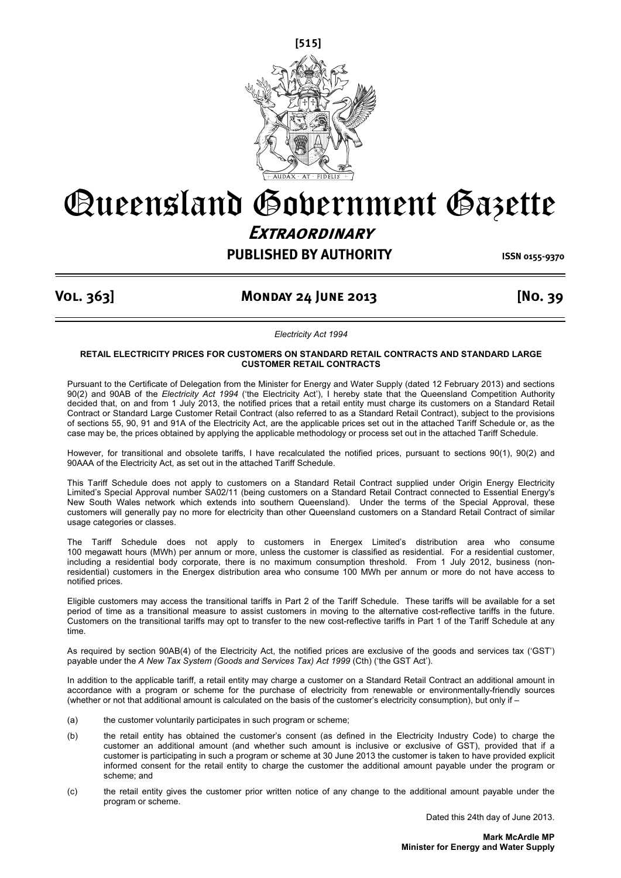# Queensland Government Gazette

## Extraordinary

**PUBLISHED BY AUTHORITY** ISSN 0155-9370

**Vol. 363] Monday 24 June 2013 [No. 39**

*Electricity Act 1994*

**RETAIL ELECTRICITY PRICES FOR CUSTOMERS ON STANDARD RETAIL CONTRACTS AND STANDARD LARGE CUSTOMER RETAIL CONTRACTS**

Pursuant to the Certificate of Delegation from the Minister for Energy and Water Supply (dated 12 February 2013) and sections 90(2) and 90AB of the *Electricity Act 1994* ('the Electricity Act'), I hereby state that the Queensland Competition Authority decided that, on and from 1 July 2013, the notified prices that a retail entity must charge its customers on a Standard Retail Contract or Standard Large Customer Retail Contract (also referred to as a Standard Retail Contract), subject to the provisions of sections 55, 90, 91 and 91A of the Electricity Act, are the applicable prices set out in the attached Tariff Schedule or, as the case may be, the prices obtained by applying the applicable methodology or process set out in the attached Tariff Schedule.

However, for transitional and obsolete tariffs, I have recalculated the notified prices, pursuant to sections 90(1), 90(2) and 90AAA of the Electricity Act, as set out in the attached Tariff Schedule.

This Tariff Schedule does not apply to customers on a Standard Retail Contract supplied under Origin Energy Electricity Limited's Special Approval number SA02/11 (being customers on a Standard Retail Contract connected to Essential Energy's New South Wales network which extends into southern Queensland). Under the terms of the Special Approval, these customers will generally pay no more for electricity than other Queensland customers on a Standard Retail Contract of similar usage categories or classes.

The Tariff Schedule does not apply to customers in Energex Limited's distribution area who consume 100 megawatt hours (MWh) per annum or more, unless the customer is classified as residential. For a residential customer, including a residential body corporate, there is no maximum consumption threshold. From 1 July 2012, business (non-residential) customers in the Energex distribution area who consume 100 MWh per annum or more do not have access to notified prices.

Eligible customers may access the transitional tariffs in Part 2 of the Tariff Schedule. These tariffs will be available for a set period of time as a transitional measure to assist customers in moving to the alternative cost-reflective tariffs in the future. Customers on the transitional tariffs may opt to transfer to the new cost-reflective tariffs in Part 1 of the Tariff Schedule at any time.

As required by section 90AB(4) of the Electricity Act, the notified prices are exclusive of the goods and services tax ('GST') payable under the *A New Tax System (Goods and Services Tax) Act 1999* (Cth) ('the GST Act').

In addition to the applicable tariff, a retail entity may charge a customer on a Standard Retail Contract an additional amount in accordance with a program or scheme for the purchase of electricity from renewable or environmentally-friendly sources (whether or not that additional amount is calculated on the basis of the customer's electricity consumption), but only if –

(a) the customer voluntarily participates in such program or scheme;

(b) the retail entity has obtained the customer's consent (as defined in the Electricity Industry Code) to charge the customer an additional amount (and whether such amount is inclusive or exclusive of GST), provided that if a customer is participating in such a program or scheme at 30 June 2013 the customer is taken to have provided explicit informed consent for the retail entity to charge the customer the additional amount payable under the program or scheme; and

(c) the retail entity gives the customer prior written notice of any change to the additional amount payable under the program or scheme.

Dated this 24th day of June 2013.

**Mark McArdle MP**
**Minister for Energy and Water Supply**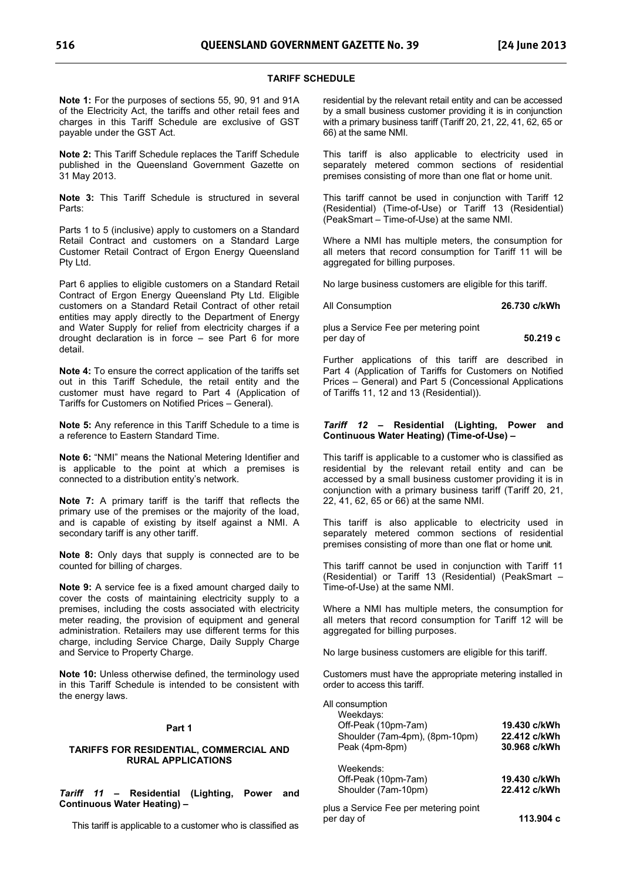## TARIFF SCHEDULE

**Note 1:** For the purposes of sections 55, 90, 91 and 91A of the Electricity Act, the tariffs and other retail fees and charges in this Tariff Schedule are exclusive of GST payable under the GST Act.

**Note 2:** This Tariff Schedule replaces the Tariff Schedule published in the Queensland Government Gazette on 31 May 2013.

**Note 3:** This Tariff Schedule is structured in several Parts:

Parts 1 to 5 (inclusive) apply to customers on a Standard Retail Contract and customers on a Standard Large Customer Retail Contract of Ergon Energy Queensland Pty Ltd.

Part 6 applies to eligible customers on a Standard Retail Contract of Ergon Energy Queensland Pty Ltd. Eligible customers on a Standard Retail Contract of other retail entities may apply directly to the Department of Energy and Water Supply for relief from electricity charges if a drought declaration is in force – see Part 6 for more detail.

**Note 4:** To ensure the correct application of the tariffs set out in this Tariff Schedule, the retail entity and the customer must have regard to Part 4 (Application of Tariffs for Customers on Notified Prices – General).

**Note 5:** Any reference in this Tariff Schedule to a time is a reference to Eastern Standard Time.

**Note 6:** "NMI" means the National Metering Identifier and is applicable to the point at which a premises is connected to a distribution entity's network.

**Note 7:** A primary tariff is the tariff that reflects the primary use of the premises or the majority of the load, and is capable of existing by itself against a NMI. A secondary tariff is any other tariff.

**Note 8:** Only days that supply is connected are to be counted for billing of charges.

**Note 9:** A service fee is a fixed amount charged daily to cover the costs of maintaining electricity supply to a premises, including the costs associated with electricity meter reading, the provision of equipment and general administration. Retailers may use different terms for this charge, including Service Charge, Daily Supply Charge and Service to Property Charge.

**Note 10:** Unless otherwise defined, the terminology used in this Tariff Schedule is intended to be consistent with the energy laws.

### Part 1

### TARIFFS FOR RESIDENTIAL, COMMERCIAL AND RURAL APPLICATIONS

#### *Tariff 11* – Residential (Lighting, Power and Continuous Water Heating) –

This tariff is applicable to a customer who is classified as residential by the relevant retail entity and can be accessed by a small business customer providing it is in conjunction with a primary business tariff (Tariff 20, 21, 22, 41, 62, 65 or 66) at the same NMI.

This tariff is also applicable to electricity used in separately metered common sections of residential premises consisting of more than one flat or home unit.

This tariff cannot be used in conjunction with Tariff 12 (Residential) (Time-of-Use) or Tariff 13 (Residential) (PeakSmart – Time-of-Use) at the same NMI.

Where a NMI has multiple meters, the consumption for all meters that record consumption for Tariff 11 will be aggregated for billing purposes.

No large business customers are eligible for this tariff.

| | |
|---|---|
| All Consumption | **26.730 c/kWh** |
| plus a Service Fee per metering point per day of | **50.219 c** |

Further applications of this tariff are described in Part 4 (Application of Tariffs for Customers on Notified Prices – General) and Part 5 (Concessional Applications of Tariffs 11, 12 and 13 (Residential)).

#### *Tariff 12* – Residential (Lighting, Power and Continuous Water Heating) (Time-of-Use) –

This tariff is applicable to a customer who is classified as residential by the relevant retail entity and can be accessed by a small business customer providing it is in conjunction with a primary business tariff (Tariff 20, 21, 22, 41, 62, 65 or 66) at the same NMI.

This tariff is also applicable to electricity used in separately metered common sections of residential premises consisting of more than one flat or home unit.

This tariff cannot be used in conjunction with Tariff 11 (Residential) or Tariff 13 (Residential) (PeakSmart – Time-of-Use) at the same NMI.

Where a NMI has multiple meters, the consumption for all meters that record consumption for Tariff 12 will be aggregated for billing purposes.

No large business customers are eligible for this tariff.

Customers must have the appropriate metering installed in order to access this tariff.

| | |
|---|---|
| All consumption | |
| Weekdays: | |
| Off-Peak (10pm-7am) | **19.430 c/kWh** |
| Shoulder (7am-4pm), (8pm-10pm) | **22.412 c/kWh** |
| Peak (4pm-8pm) | **30.968 c/kWh** |
| Weekends: | |
| Off-Peak (10pm-7am) | **19.430 c/kWh** |
| Shoulder (7am-10pm) | **22.412 c/kWh** |
| plus a Service Fee per metering point per day of | **113.904 c** |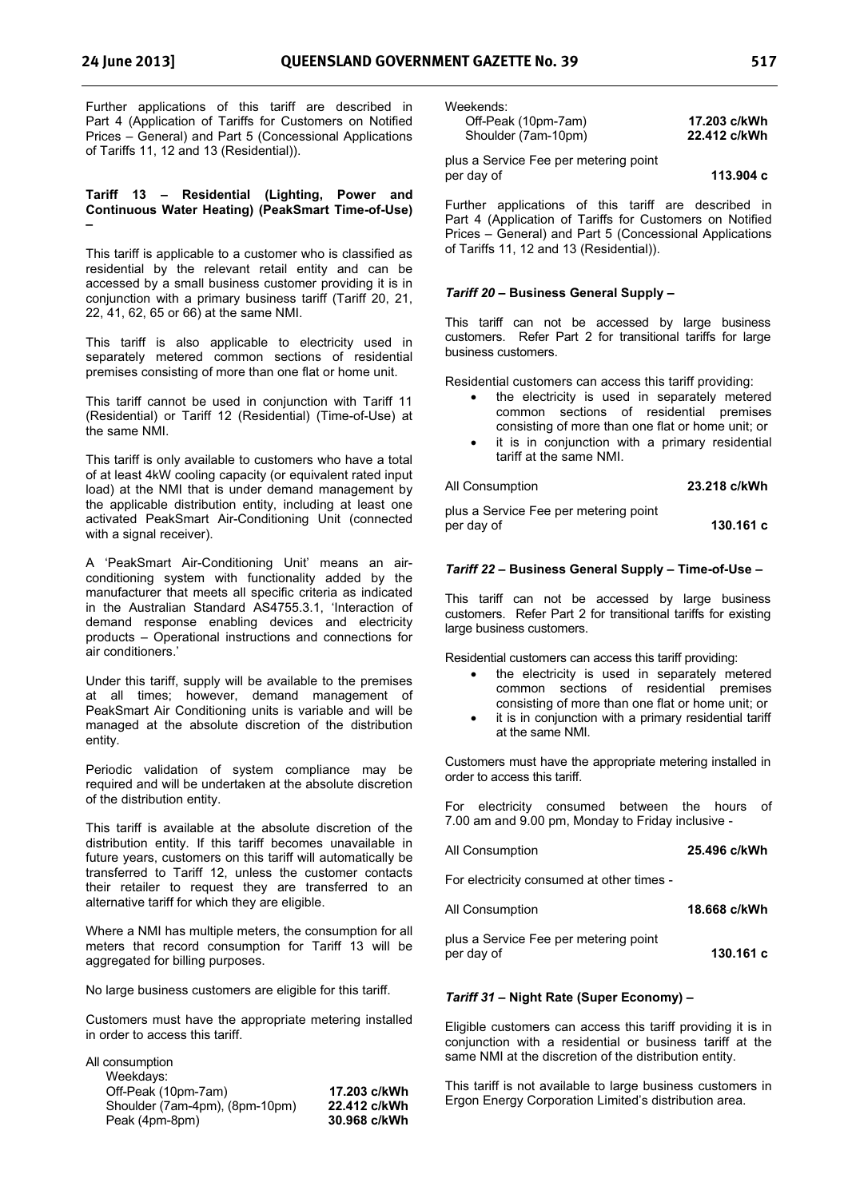Further applications of this tariff are described in Part 4 (Application of Tariffs for Customers on Notified Prices – General) and Part 5 (Concessional Applications of Tariffs 11, 12 and 13 (Residential)).

#### Tariff 13 – Residential (Lighting, Power and Continuous Water Heating) (PeakSmart Time-of-Use) –

This tariff is applicable to a customer who is classified as residential by the relevant retail entity and can be accessed by a small business customer providing it is in conjunction with a primary business tariff (Tariff 20, 21, 22, 41, 62, 65 or 66) at the same NMI.

This tariff is also applicable to electricity used in separately metered common sections of residential premises consisting of more than one flat or home unit.

This tariff cannot be used in conjunction with Tariff 11 (Residential) or Tariff 12 (Residential) (Time-of-Use) at the same NMI.

This tariff is only available to customers who have a total of at least 4kW cooling capacity (or equivalent rated input load) at the NMI that is under demand management by the applicable distribution entity, including at least one activated PeakSmart Air-Conditioning Unit (connected with a signal receiver).

A 'PeakSmart Air-Conditioning Unit' means an air-conditioning system with functionality added by the manufacturer that meets all specific criteria as indicated in the Australian Standard AS4755.3.1, 'Interaction of demand response enabling devices and electricity products – Operational instructions and connections for air conditioners.'

Under this tariff, supply will be available to the premises at all times; however, demand management of PeakSmart Air Conditioning units is variable and will be managed at the absolute discretion of the distribution entity.

Periodic validation of system compliance may be required and will be undertaken at the absolute discretion of the distribution entity.

This tariff is available at the absolute discretion of the distribution entity. If this tariff becomes unavailable in future years, customers on this tariff will automatically be transferred to Tariff 12, unless the customer contacts their retailer to request they are transferred to an alternative tariff for which they are eligible.

Where a NMI has multiple meters, the consumption for all meters that record consumption for Tariff 13 will be aggregated for billing purposes.

No large business customers are eligible for this tariff.

Customers must have the appropriate metering installed in order to access this tariff.

| All consumption | |
|---|---|
| Weekdays: | |
| Off-Peak (10pm-7am) | **17.203 c/kWh** |
| Shoulder (7am-4pm), (8pm-10pm) | **22.412 c/kWh** |
| Peak (4pm-8pm) | **30.968 c/kWh** |
| Weekends: | |
| Off-Peak (10pm-7am) | **17.203 c/kWh** |
| Shoulder (7am-10pm) | **22.412 c/kWh** |

| | |
|---|---|
| plus a Service Fee per metering point per day of | **113.904 c** |

Further applications of this tariff are described in Part 4 (Application of Tariffs for Customers on Notified Prices – General) and Part 5 (Concessional Applications of Tariffs 11, 12 and 13 (Residential)).

#### *Tariff 20* – Business General Supply –

This tariff can not be accessed by large business customers. Refer Part 2 for transitional tariffs for large business customers.

Residential customers can access this tariff providing:

- the electricity is used in separately metered common sections of residential premises consisting of more than one flat or home unit; or
- it is in conjunction with a primary residential tariff at the same NMI.

| | |
|---|---|
| All Consumption | **23.218 c/kWh** |
| plus a Service Fee per metering point per day of | **130.161 c** |

#### *Tariff 22* – Business General Supply – Time-of-Use –

This tariff can not be accessed by large business customers. Refer Part 2 for transitional tariffs for existing large business customers.

Residential customers can access this tariff providing:

- the electricity is used in separately metered common sections of residential premises consisting of more than one flat or home unit; or
- it is in conjunction with a primary residential tariff at the same NMI.

Customers must have the appropriate metering installed in order to access this tariff.

For electricity consumed between the hours of 7.00 am and 9.00 pm, Monday to Friday inclusive -

| | |
|---|---|
| All Consumption | **25.496 c/kWh** |

For electricity consumed at other times -

| | |
|---|---|
| All Consumption | **18.668 c/kWh** |
| plus a Service Fee per metering point per day of | **130.161 c** |

#### *Tariff 31* – Night Rate (Super Economy) –

Eligible customers can access this tariff providing it is in conjunction with a residential or business tariff at the same NMI at the discretion of the distribution entity.

This tariff is not available to large business customers in Ergon Energy Corporation Limited's distribution area.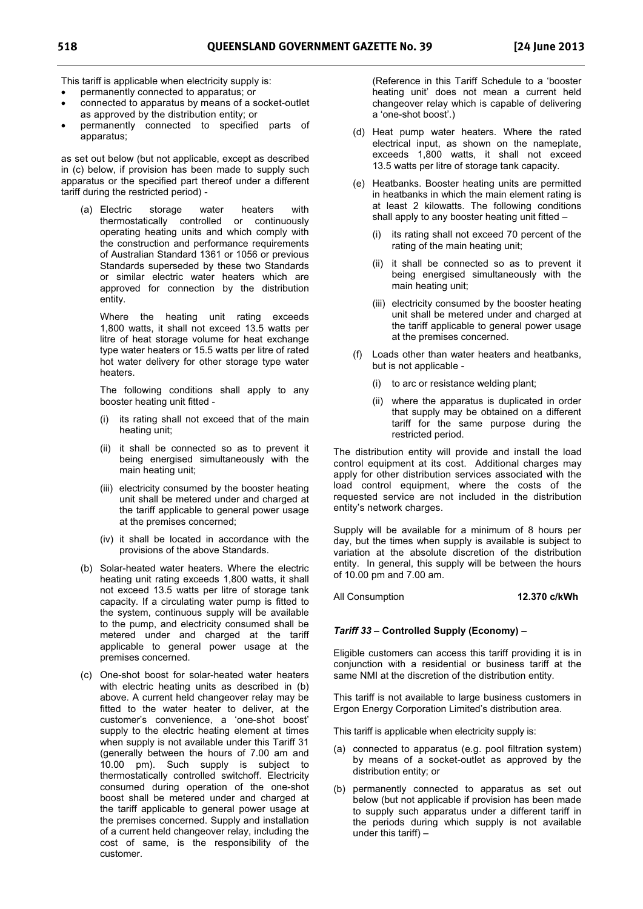This tariff is applicable when electricity supply is:

- permanently connected to apparatus; or
- connected to apparatus by means of a socket-outlet as approved by the distribution entity; or
- permanently connected to specified parts of apparatus;

as set out below (but not applicable, except as described in (c) below, if provision has been made to supply such apparatus or the specified part thereof under a different tariff during the restricted period) -

(a) Electric storage water heaters with thermostatically controlled or continuously operating heating units and which comply with the construction and performance requirements of Australian Standard 1361 or 1056 or previous Standards superseded by these two Standards or similar electric water heaters which are approved for connection by the distribution entity.

Where the heating unit rating exceeds 1,800 watts, it shall not exceed 13.5 watts per litre of heat storage volume for heat exchange type water heaters or 15.5 watts per litre of rated hot water delivery for other storage type water heaters.

The following conditions shall apply to any booster heating unit fitted -

(i) its rating shall not exceed that of the main heating unit;

(ii) it shall be connected so as to prevent it being energised simultaneously with the main heating unit;

(iii) electricity consumed by the booster heating unit shall be metered under and charged at the tariff applicable to general power usage at the premises concerned;

(iv) it shall be located in accordance with the provisions of the above Standards.

(b) Solar-heated water heaters. Where the electric heating unit rating exceeds 1,800 watts, it shall not exceed 13.5 watts per litre of storage tank capacity. If a circulating water pump is fitted to the system, continuous supply will be available to the pump, and electricity consumed shall be metered under and charged at the tariff applicable to general power usage at the premises concerned.

(c) One-shot boost for solar-heated water heaters with electric heating units as described in (b) above. A current held changeover relay may be fitted to the water heater to deliver, at the customer's convenience, a 'one-shot boost' supply to the electric heating element at times when supply is not available under this Tariff 31 (generally between the hours of 7.00 am and 10.00 pm). Such supply is subject to thermostatically controlled switchoff. Electricity consumed during operation of the one-shot boost shall be metered under and charged at the tariff applicable to general power usage at the premises concerned. Supply and installation of a current held changeover relay, including the cost of same, is the responsibility of the customer.

(Reference in this Tariff Schedule to a 'booster heating unit' does not mean a current held changeover relay which is capable of delivering a 'one-shot boost'.)

(d) Heat pump water heaters. Where the rated electrical input, as shown on the nameplate, exceeds 1,800 watts, it shall not exceed 13.5 watts per litre of storage tank capacity.

(e) Heatbanks. Booster heating units are permitted in heatbanks in which the main element rating is at least 2 kilowatts. The following conditions shall apply to any booster heating unit fitted –

(i) its rating shall not exceed 70 percent of the rating of the main heating unit;

(ii) it shall be connected so as to prevent it being energised simultaneously with the main heating unit;

(iii) electricity consumed by the booster heating unit shall be metered under and charged at the tariff applicable to general power usage at the premises concerned.

(f) Loads other than water heaters and heatbanks, but is not applicable -

(i) to arc or resistance welding plant;

(ii) where the apparatus is duplicated in order that supply may be obtained on a different tariff for the same purpose during the restricted period.

The distribution entity will provide and install the load control equipment at its cost. Additional charges may apply for other distribution services associated with the load control equipment, where the costs of the requested service are not included in the distribution entity's network charges.

Supply will be available for a minimum of 8 hours per day, but the times when supply is available is subject to variation at the absolute discretion of the distribution entity. In general, this supply will be between the hours of 10.00 pm and 7.00 am.

| All Consumption | **12.370 c/kWh** |
|---|---|

### *Tariff 33* – Controlled Supply (Economy) –

Eligible customers can access this tariff providing it is in conjunction with a residential or business tariff at the same NMI at the discretion of the distribution entity.

This tariff is not available to large business customers in Ergon Energy Corporation Limited's distribution area.

This tariff is applicable when electricity supply is:

(a) connected to apparatus (e.g. pool filtration system) by means of a socket-outlet as approved by the distribution entity; or

(b) permanently connected to apparatus as set out below (but not applicable if provision has been made to supply such apparatus under a different tariff in the periods during which supply is not available under this tariff) –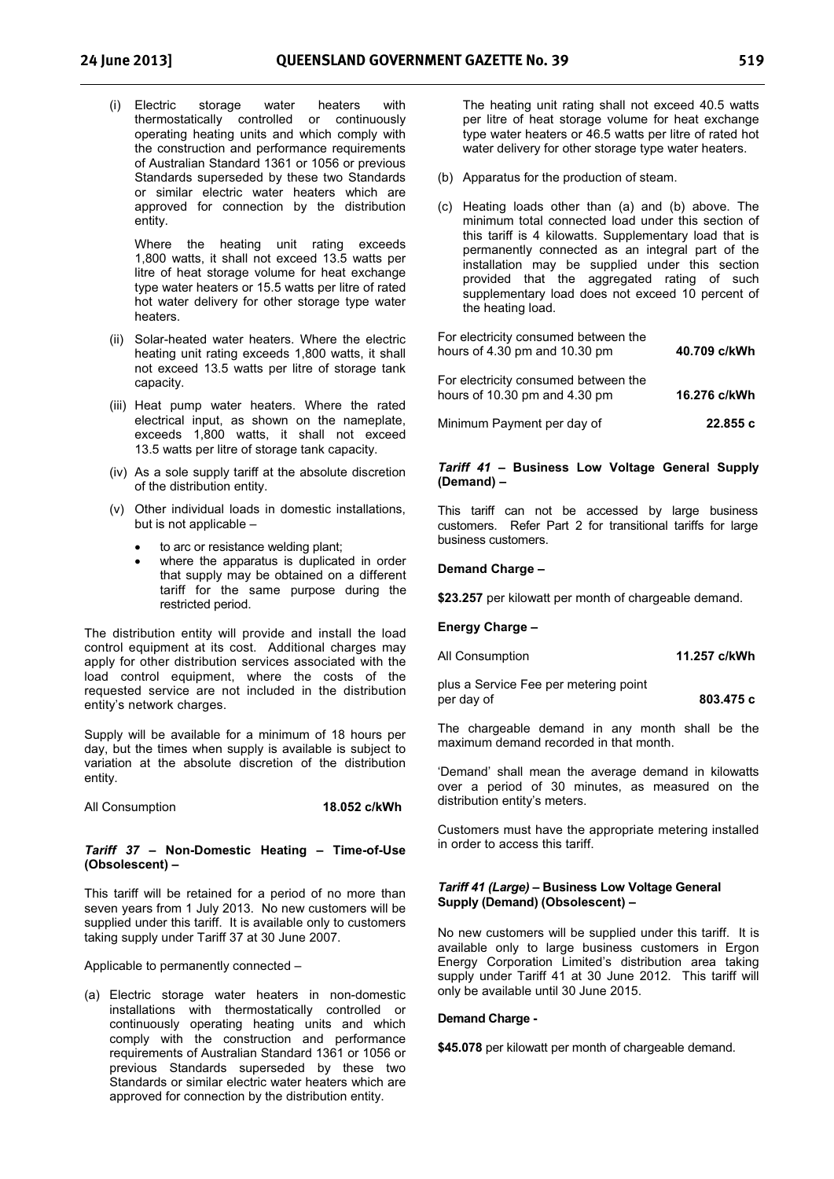(i) Electric storage water heaters with thermostatically controlled or continuously operating heating units and which comply with the construction and performance requirements of Australian Standard 1361 or 1056 or previous Standards superseded by these two Standards or similar electric water heaters which are approved for connection by the distribution entity.

    Where the heating unit rating exceeds 1,800 watts, it shall not exceed 13.5 watts per litre of heat storage volume for heat exchange type water heaters or 15.5 watts per litre of rated hot water delivery for other storage type water heaters.

(ii) Solar-heated water heaters. Where the electric heating unit rating exceeds 1,800 watts, it shall not exceed 13.5 watts per litre of storage tank capacity.

(iii) Heat pump water heaters. Where the rated electrical input, as shown on the nameplate, exceeds 1,800 watts, it shall not exceed 13.5 watts per litre of storage tank capacity.

(iv) As a sole supply tariff at the absolute discretion of the distribution entity.

(v) Other individual loads in domestic installations, but is not applicable –

- to arc or resistance welding plant;
- where the apparatus is duplicated in order that supply may be obtained on a different tariff for the same purpose during the restricted period.

The distribution entity will provide and install the load control equipment at its cost. Additional charges may apply for other distribution services associated with the load control equipment, where the costs of the requested service are not included in the distribution entity's network charges.

Supply will be available for a minimum of 18 hours per day, but the times when supply is available is subject to variation at the absolute discretion of the distribution entity.

| All Consumption | **18.052 c/kWh** |
|---|---|

### *Tariff 37* – Non-Domestic Heating – Time-of-Use (Obsolescent) –

This tariff will be retained for a period of no more than seven years from 1 July 2013. No new customers will be supplied under this tariff. It is available only to customers taking supply under Tariff 37 at 30 June 2007.

Applicable to permanently connected –

(a) Electric storage water heaters in non-domestic installations with thermostatically controlled or continuously operating heating units and which comply with the construction and performance requirements of Australian Standard 1361 or 1056 or previous Standards superseded by these two Standards or similar electric water heaters which are approved for connection by the distribution entity.

    The heating unit rating shall not exceed 40.5 watts per litre of heat storage volume for heat exchange type water heaters or 46.5 watts per litre of rated hot water delivery for other storage type water heaters.

(b) Apparatus for the production of steam.

(c) Heating loads other than (a) and (b) above. The minimum total connected load under this section of this tariff is 4 kilowatts. Supplementary load that is permanently connected as an integral part of the installation may be supplied under this section provided that the aggregated rating of such supplementary load does not exceed 10 percent of the heating load.

| | |
|---|---|
| For electricity consumed between the hours of 4.30 pm and 10.30 pm | **40.709 c/kWh** |
| For electricity consumed between the hours of 10.30 pm and 4.30 pm | **16.276 c/kWh** |
| Minimum Payment per day of | **22.855 c** |

### *Tariff 41* – Business Low Voltage General Supply (Demand) –

This tariff can not be accessed by large business customers. Refer Part 2 for transitional tariffs for large business customers.

**Demand Charge –**

**$23.257** per kilowatt per month of chargeable demand.

**Energy Charge –**

| | |
|---|---|
| All Consumption | **11.257 c/kWh** |
| plus a Service Fee per metering point per day of | **803.475 c** |

The chargeable demand in any month shall be the maximum demand recorded in that month.

'Demand' shall mean the average demand in kilowatts over a period of 30 minutes, as measured on the distribution entity's meters.

Customers must have the appropriate metering installed in order to access this tariff.

### *Tariff 41 (Large)* – Business Low Voltage General Supply (Demand) (Obsolescent) –

No new customers will be supplied under this tariff. It is available only to large business customers in Ergon Energy Corporation Limited's distribution area taking supply under Tariff 41 at 30 June 2012. This tariff will only be available until 30 June 2015.

**Demand Charge -**

**$45.078** per kilowatt per month of chargeable demand.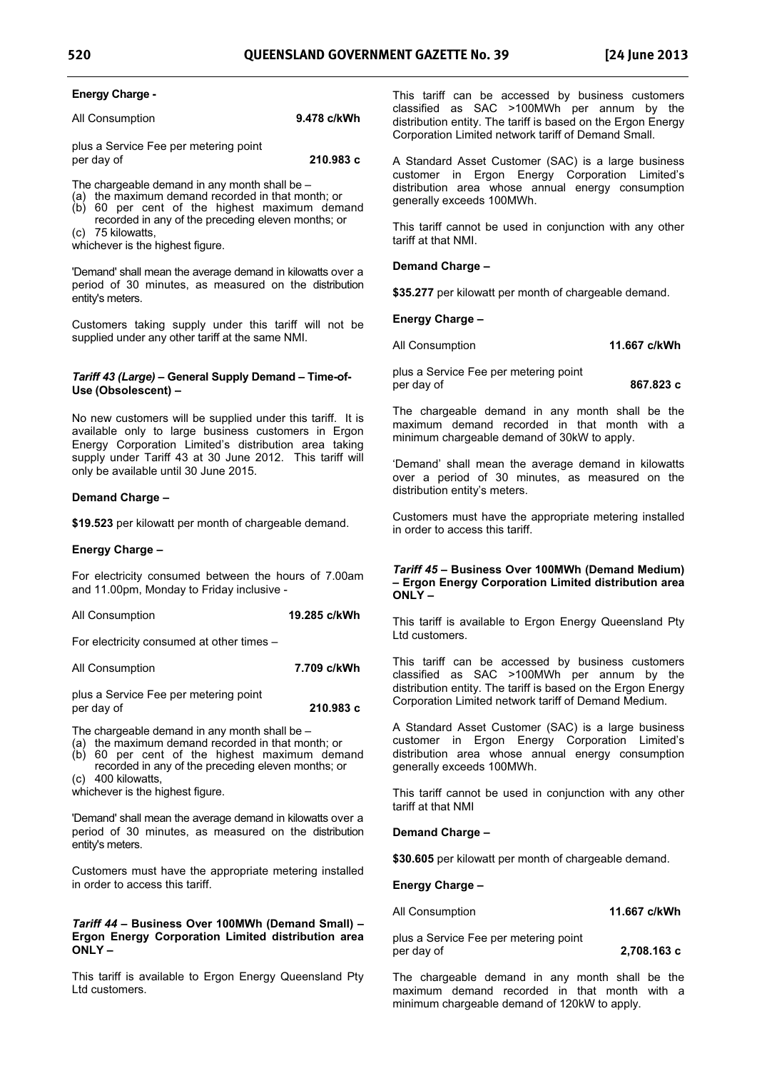**Energy Charge -**

All Consumption **9.478 c/kWh**

plus a Service Fee per metering point per day of **210.983 c**

The chargeable demand in any month shall be –

(a) the maximum demand recorded in that month; or
(b) 60 per cent of the highest maximum demand recorded in any of the preceding eleven months; or
(c) 75 kilowatts,

whichever is the highest figure.

'Demand' shall mean the average demand in kilowatts over a period of 30 minutes, as measured on the distribution entity's meters.

Customers taking supply under this tariff will not be supplied under any other tariff at the same NMI.

### *Tariff 43 (Large)* – General Supply Demand – Time-of-Use (Obsolescent) –

No new customers will be supplied under this tariff. It is available only to large business customers in Ergon Energy Corporation Limited's distribution area taking supply under Tariff 43 at 30 June 2012. This tariff will only be available until 30 June 2015.

**Demand Charge –**

**$19.523** per kilowatt per month of chargeable demand.

**Energy Charge –**

For electricity consumed between the hours of 7.00am and 11.00pm, Monday to Friday inclusive -

All Consumption **19.285 c/kWh**

For electricity consumed at other times –

All Consumption **7.709 c/kWh**

plus a Service Fee per metering point per day of **210.983 c**

The chargeable demand in any month shall be –

(a) the maximum demand recorded in that month; or
(b) 60 per cent of the highest maximum demand recorded in any of the preceding eleven months; or
(c) 400 kilowatts,

whichever is the highest figure.

'Demand' shall mean the average demand in kilowatts over a period of 30 minutes, as measured on the distribution entity's meters.

Customers must have the appropriate metering installed in order to access this tariff.

### *Tariff 44* – Business Over 100MWh (Demand Small) – Ergon Energy Corporation Limited distribution area ONLY –

This tariff is available to Ergon Energy Queensland Pty Ltd customers.

This tariff can be accessed by business customers classified as SAC >100MWh per annum by the distribution entity. The tariff is based on the Ergon Energy Corporation Limited network tariff of Demand Small.

A Standard Asset Customer (SAC) is a large business customer in Ergon Energy Corporation Limited's distribution area whose annual energy consumption generally exceeds 100MWh.

This tariff cannot be used in conjunction with any other tariff at that NMI.

**Demand Charge –**

**$35.277** per kilowatt per month of chargeable demand.

**Energy Charge –**

All Consumption **11.667 c/kWh**

plus a Service Fee per metering point per day of **867.823 c**

The chargeable demand in any month shall be the maximum demand recorded in that month with a minimum chargeable demand of 30kW to apply.

'Demand' shall mean the average demand in kilowatts over a period of 30 minutes, as measured on the distribution entity's meters.

Customers must have the appropriate metering installed in order to access this tariff.

### *Tariff 45* – Business Over 100MWh (Demand Medium) – Ergon Energy Corporation Limited distribution area ONLY –

This tariff is available to Ergon Energy Queensland Pty Ltd customers.

This tariff can be accessed by business customers classified as SAC >100MWh per annum by the distribution entity. The tariff is based on the Ergon Energy Corporation Limited network tariff of Demand Medium.

A Standard Asset Customer (SAC) is a large business customer in Ergon Energy Corporation Limited's distribution area whose annual energy consumption generally exceeds 100MWh.

This tariff cannot be used in conjunction with any other tariff at that NMI

**Demand Charge –**

**$30.605** per kilowatt per month of chargeable demand.

**Energy Charge –**

All Consumption **11.667 c/kWh**

plus a Service Fee per metering point per day of **2,708.163 c**

The chargeable demand in any month shall be the maximum demand recorded in that month with a minimum chargeable demand of 120kW to apply.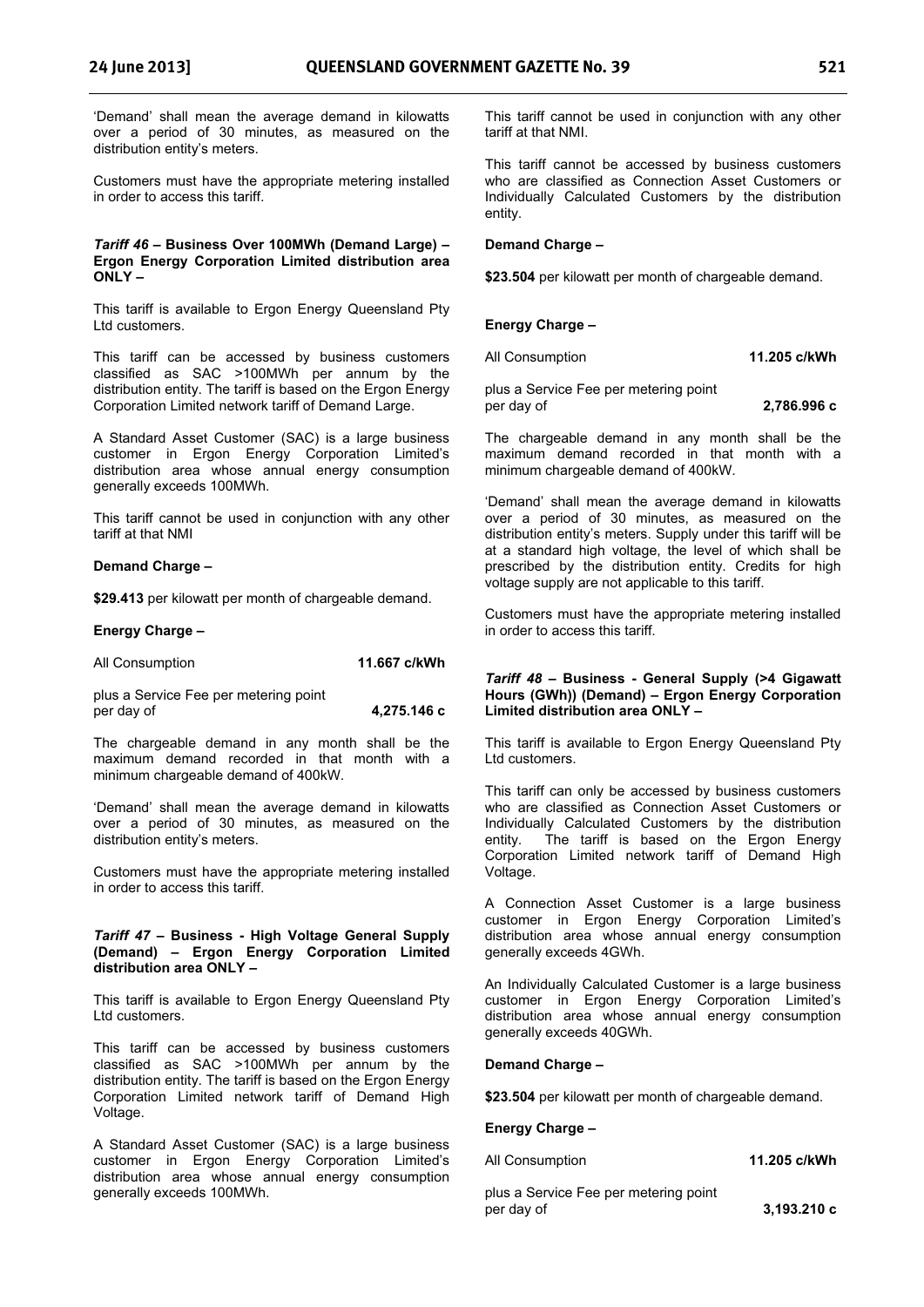'Demand' shall mean the average demand in kilowatts over a period of 30 minutes, as measured on the distribution entity's meters.

Customers must have the appropriate metering installed in order to access this tariff.

### *Tariff 46* – Business Over 100MWh (Demand Large) – Ergon Energy Corporation Limited distribution area ONLY –

This tariff is available to Ergon Energy Queensland Pty Ltd customers.

This tariff can be accessed by business customers classified as SAC >100MWh per annum by the distribution entity. The tariff is based on the Ergon Energy Corporation Limited network tariff of Demand Large.

A Standard Asset Customer (SAC) is a large business customer in Ergon Energy Corporation Limited's distribution area whose annual energy consumption generally exceeds 100MWh.

This tariff cannot be used in conjunction with any other tariff at that NMI

**Demand Charge –**

**$29.413** per kilowatt per month of chargeable demand.

**Energy Charge –**

| | |
|---|---|
| All Consumption | **11.667 c/kWh** |
| plus a Service Fee per metering point per day of | **4,275.146 c** |

The chargeable demand in any month shall be the maximum demand recorded in that month with a minimum chargeable demand of 400kW.

'Demand' shall mean the average demand in kilowatts over a period of 30 minutes, as measured on the distribution entity's meters.

Customers must have the appropriate metering installed in order to access this tariff.

### *Tariff 47* – Business - High Voltage General Supply (Demand) – Ergon Energy Corporation Limited distribution area ONLY –

This tariff is available to Ergon Energy Queensland Pty Ltd customers.

This tariff can be accessed by business customers classified as SAC >100MWh per annum by the distribution entity. The tariff is based on the Ergon Energy Corporation Limited network tariff of Demand High Voltage.

A Standard Asset Customer (SAC) is a large business customer in Ergon Energy Corporation Limited's distribution area whose annual energy consumption generally exceeds 100MWh.

This tariff cannot be used in conjunction with any other tariff at that NMI.

This tariff cannot be accessed by business customers who are classified as Connection Asset Customers or Individually Calculated Customers by the distribution entity.

**Demand Charge –**

**$23.504** per kilowatt per month of chargeable demand.

**Energy Charge –**

| | |
|---|---|
| All Consumption | **11.205 c/kWh** |
| plus a Service Fee per metering point per day of | **2,786.996 c** |

The chargeable demand in any month shall be the maximum demand recorded in that month with a minimum chargeable demand of 400kW.

'Demand' shall mean the average demand in kilowatts over a period of 30 minutes, as measured on the distribution entity's meters. Supply under this tariff will be at a standard high voltage, the level of which shall be prescribed by the distribution entity. Credits for high voltage supply are not applicable to this tariff.

Customers must have the appropriate metering installed in order to access this tariff.

### *Tariff 48* – Business - General Supply (>4 Gigawatt Hours (GWh)) (Demand) – Ergon Energy Corporation Limited distribution area ONLY –

This tariff is available to Ergon Energy Queensland Pty Ltd customers.

This tariff can only be accessed by business customers who are classified as Connection Asset Customers or Individually Calculated Customers by the distribution entity. The tariff is based on the Ergon Energy Corporation Limited network tariff of Demand High Voltage.

A Connection Asset Customer is a large business customer in Ergon Energy Corporation Limited's distribution area whose annual energy consumption generally exceeds 4GWh.

An Individually Calculated Customer is a large business customer in Ergon Energy Corporation Limited's distribution area whose annual energy consumption generally exceeds 40GWh.

**Demand Charge –**

**$23.504** per kilowatt per month of chargeable demand.

**Energy Charge –**

| | |
|---|---|
| All Consumption | **11.205 c/kWh** |
| plus a Service Fee per metering point per day of | **3,193.210 c** |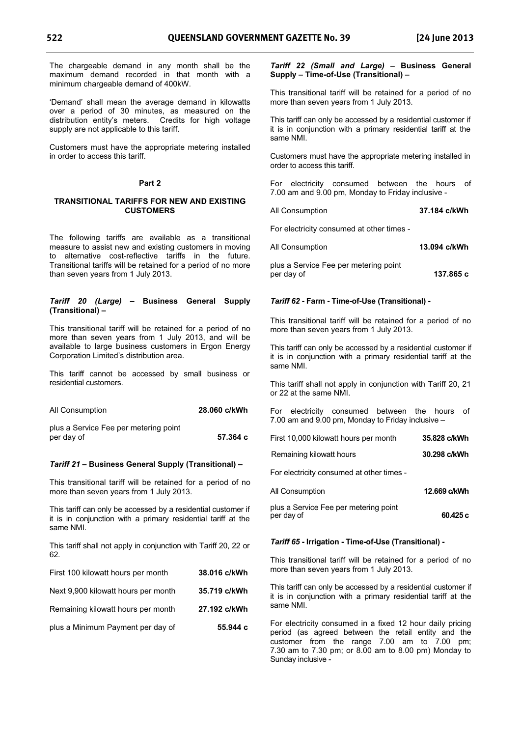The chargeable demand in any month shall be the maximum demand recorded in that month with a minimum chargeable demand of 400kW.

'Demand' shall mean the average demand in kilowatts over a period of 30 minutes, as measured on the distribution entity's meters. Credits for high voltage supply are not applicable to this tariff.

Customers must have the appropriate metering installed in order to access this tariff.

## Part 2

## TRANSITIONAL TARIFFS FOR NEW AND EXISTING CUSTOMERS

The following tariffs are available as a transitional measure to assist new and existing customers in moving to alternative cost-reflective tariffs in the future. Transitional tariffs will be retained for a period of no more than seven years from 1 July 2013.

### *Tariff 20 (Large)* – Business General Supply (Transitional) –

This transitional tariff will be retained for a period of no more than seven years from 1 July 2013, and will be available to large business customers in Ergon Energy Corporation Limited's distribution area.

This tariff cannot be accessed by small business or residential customers.

| | |
|---|---|
| All Consumption | **28.060 c/kWh** |
| plus a Service Fee per metering point per day of | **57.364 c** |

### *Tariff 21* – Business General Supply (Transitional) –

This transitional tariff will be retained for a period of no more than seven years from 1 July 2013.

This tariff can only be accessed by a residential customer if it is in conjunction with a primary residential tariff at the same NMI.

This tariff shall not apply in conjunction with Tariff 20, 22 or 62.

| | |
|---|---|
| First 100 kilowatt hours per month | **38.016 c/kWh** |
| Next 9,900 kilowatt hours per month | **35.719 c/kWh** |
| Remaining kilowatt hours per month | **27.192 c/kWh** |
| plus a Minimum Payment per day of | **55.944 c** |

### *Tariff 22 (Small and Large)* – Business General Supply – Time-of-Use (Transitional) –

This transitional tariff will be retained for a period of no more than seven years from 1 July 2013.

This tariff can only be accessed by a residential customer if it is in conjunction with a primary residential tariff at the same NMI.

Customers must have the appropriate metering installed in order to access this tariff.

For electricity consumed between the hours of 7.00 am and 9.00 pm, Monday to Friday inclusive -

| | |
|---|---|
| All Consumption | **37.184 c/kWh** |

For electricity consumed at other times -

| | |
|---|---|
| All Consumption | **13.094 c/kWh** |
| plus a Service Fee per metering point per day of | **137.865 c** |

### *Tariff 62* - Farm - Time-of-Use (Transitional) -

This transitional tariff will be retained for a period of no more than seven years from 1 July 2013.

This tariff can only be accessed by a residential customer if it is in conjunction with a primary residential tariff at the same NMI.

This tariff shall not apply in conjunction with Tariff 20, 21 or 22 at the same NMI.

For electricity consumed between the hours of 7.00 am and 9.00 pm, Monday to Friday inclusive –

| | |
|---|---|
| First 10,000 kilowatt hours per month | **35.828 c/kWh** |
| Remaining kilowatt hours | **30.298 c/kWh** |

For electricity consumed at other times -

| | |
|---|---|
| All Consumption | **12.669 c/kWh** |
| plus a Service Fee per metering point per day of | **60.425 c** |

### *Tariff 65* - Irrigation - Time-of-Use (Transitional) -

This transitional tariff will be retained for a period of no more than seven years from 1 July 2013.

This tariff can only be accessed by a residential customer if it is in conjunction with a primary residential tariff at the same NMI.

For electricity consumed in a fixed 12 hour daily pricing period (as agreed between the retail entity and the customer from the range 7.00 am to 7.00 pm; 7.30 am to 7.30 pm; or 8.00 am to 8.00 pm) Monday to Sunday inclusive -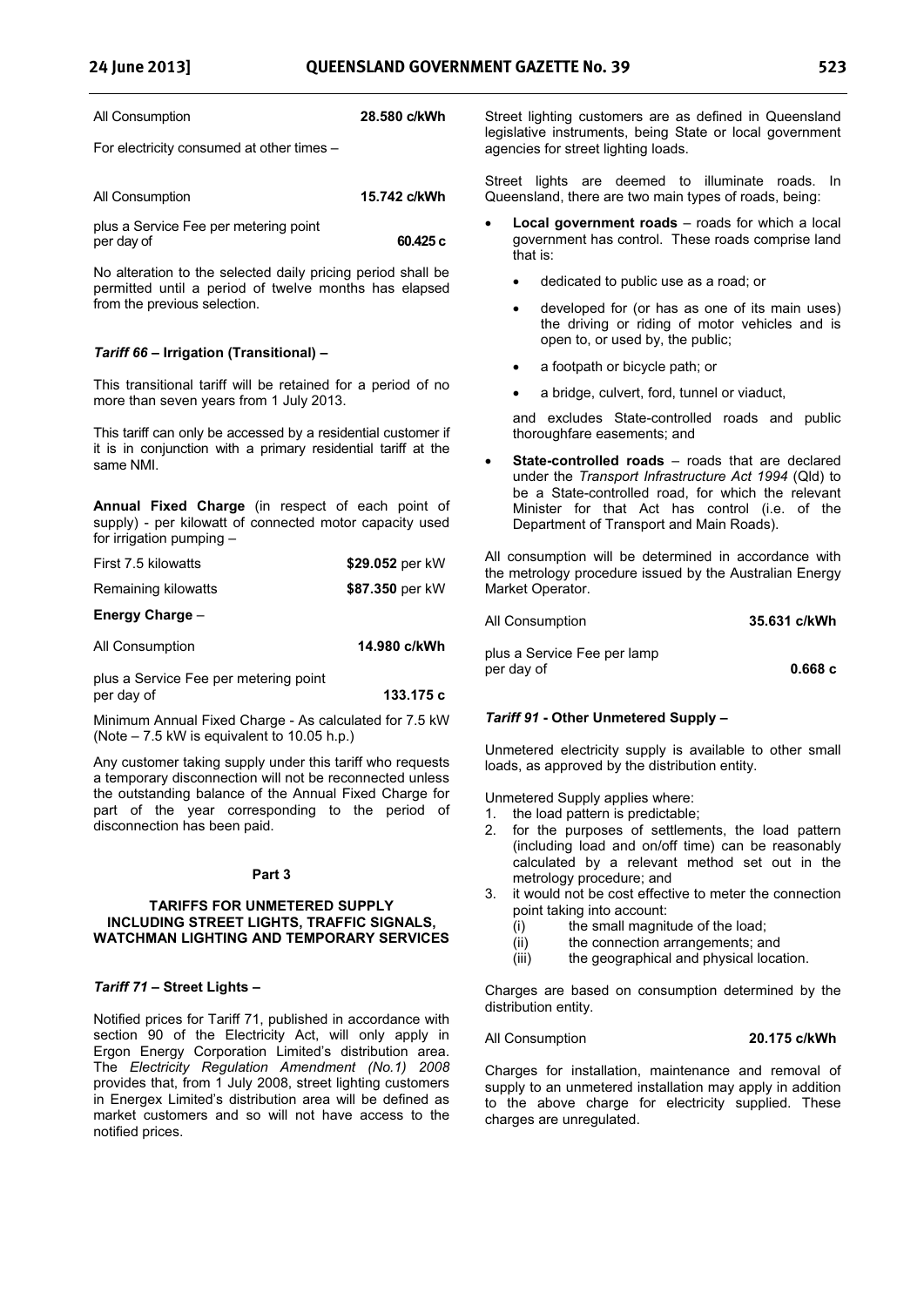| | |
|---|---|
| All Consumption | **28.580 c/kWh** |

For electricity consumed at other times –

| | |
|---|---|
| All Consumption | **15.742 c/kWh** |
| plus a Service Fee per metering point per day of | **60.425 c** |

No alteration to the selected daily pricing period shall be permitted until a period of twelve months has elapsed from the previous selection.

### *Tariff 66* – Irrigation (Transitional) –

This transitional tariff will be retained for a period of no more than seven years from 1 July 2013.

This tariff can only be accessed by a residential customer if it is in conjunction with a primary residential tariff at the same NMI.

**Annual Fixed Charge** (in respect of each point of supply) - per kilowatt of connected motor capacity used for irrigation pumping –

| | |
|---|---|
| First 7.5 kilowatts | **$29.052** per kW |
| Remaining kilowatts | **$87.350** per kW |

**Energy Charge** –

| | |
|---|---|
| All Consumption | **14.980 c/kWh** |
| plus a Service Fee per metering point per day of | **133.175 c** |

Minimum Annual Fixed Charge - As calculated for 7.5 kW (Note – 7.5 kW is equivalent to 10.05 h.p.)

Any customer taking supply under this tariff who requests a temporary disconnection will not be reconnected unless the outstanding balance of the Annual Fixed Charge for part of the year corresponding to the period of disconnection has been paid.

## Part 3

## TARIFFS FOR UNMETERED SUPPLY INCLUDING STREET LIGHTS, TRAFFIC SIGNALS, WATCHMAN LIGHTING AND TEMPORARY SERVICES

### *Tariff 71* – Street Lights –

Notified prices for Tariff 71, published in accordance with section 90 of the Electricity Act, will only apply in Ergon Energy Corporation Limited's distribution area. The *Electricity Regulation Amendment (No.1) 2008* provides that, from 1 July 2008, street lighting customers in Energex Limited's distribution area will be defined as market customers and so will not have access to the notified prices.

Street lighting customers are as defined in Queensland legislative instruments, being State or local government agencies for street lighting loads.

Street lights are deemed to illuminate roads. In Queensland, there are two main types of roads, being:

- **Local government roads** – roads for which a local government has control. These roads comprise land that is:
  - dedicated to public use as a road; or
  - developed for (or has as one of its main uses) the driving or riding of motor vehicles and is open to, or used by, the public;
  - a footpath or bicycle path; or
  - a bridge, culvert, ford, tunnel or viaduct,

  and excludes State-controlled roads and public thoroughfare easements; and
- **State-controlled roads** – roads that are declared under the *Transport Infrastructure Act 1994* (Qld) to be a State-controlled road, for which the relevant Minister for that Act has control (i.e. of the Department of Transport and Main Roads).

All consumption will be determined in accordance with the metrology procedure issued by the Australian Energy Market Operator.

| | |
|---|---|
| All Consumption | **35.631 c/kWh** |
| plus a Service Fee per lamp per day of | **0.668 c** |

### *Tariff 91* - Other Unmetered Supply –

Unmetered electricity supply is available to other small loads, as approved by the distribution entity.

Unmetered Supply applies where:

1. the load pattern is predictable;
2. for the purposes of settlements, the load pattern (including load and on/off time) can be reasonably calculated by a relevant method set out in the metrology procedure; and
3. it would not be cost effective to meter the connection point taking into account:
   - (i) the small magnitude of the load;
   - (ii) the connection arrangements; and
   - (iii) the geographical and physical location.

Charges are based on consumption determined by the distribution entity.

| | |
|---|---|
| All Consumption | **20.175 c/kWh** |

Charges for installation, maintenance and removal of supply to an unmetered installation may apply in addition to the above charge for electricity supplied. These charges are unregulated.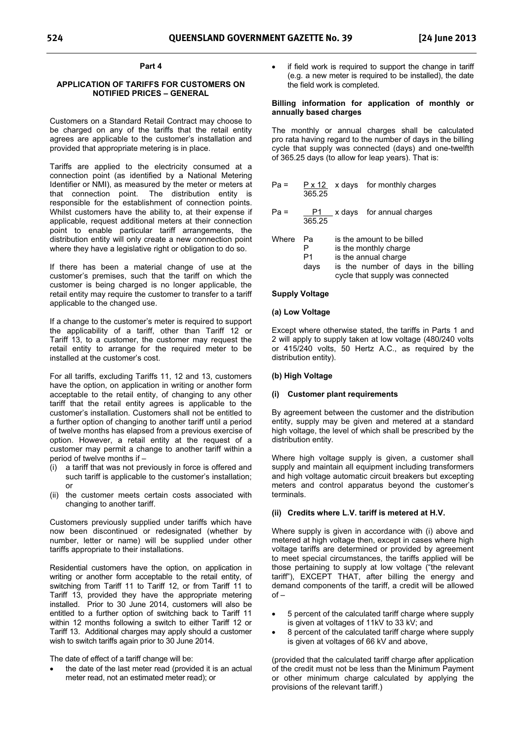## Part 4

### APPLICATION OF TARIFFS FOR CUSTOMERS ON NOTIFIED PRICES – GENERAL

Customers on a Standard Retail Contract may choose to be charged on any of the tariffs that the retail entity agrees are applicable to the customer's installation and provided that appropriate metering is in place.

Tariffs are applied to the electricity consumed at a connection point (as identified by a National Metering Identifier or NMI), as measured by the meter or meters at that connection point. The distribution entity is responsible for the establishment of connection points. Whilst customers have the ability to, at their expense if applicable, request additional meters at their connection point to enable particular tariff arrangements, the distribution entity will only create a new connection point where they have a legislative right or obligation to do so.

If there has been a material change of use at the customer's premises, such that the tariff on which the customer is being charged is no longer applicable, the retail entity may require the customer to transfer to a tariff applicable to the changed use.

If a change to the customer's meter is required to support the applicability of a tariff, other than Tariff 12 or Tariff 13, to a customer, the customer may request the retail entity to arrange for the required meter to be installed at the customer's cost.

For all tariffs, excluding Tariffs 11, 12 and 13, customers have the option, on application in writing or another form acceptable to the retail entity, of changing to any other tariff that the retail entity agrees is applicable to the customer's installation. Customers shall not be entitled to a further option of changing to another tariff until a period of twelve months has elapsed from a previous exercise of option. However, a retail entity at the request of a customer may permit a change to another tariff within a period of twelve months if –

(i) a tariff that was not previously in force is offered and such tariff is applicable to the customer's installation; or
(ii) the customer meets certain costs associated with changing to another tariff.

Customers previously supplied under tariffs which have now been discontinued or redesignated (whether by number, letter or name) will be supplied under other tariffs appropriate to their installations.

Residential customers have the option, on application in writing or another form acceptable to the retail entity, of switching from Tariff 11 to Tariff 12, or from Tariff 11 to Tariff 13, provided they have the appropriate metering installed. Prior to 30 June 2014, customers will also be entitled to a further option of switching back to Tariff 11 within 12 months following a switch to either Tariff 12 or Tariff 13. Additional charges may apply should a customer wish to switch tariffs again prior to 30 June 2014.

The date of effect of a tariff change will be:

- the date of the last meter read (provided it is an actual meter read, not an estimated meter read); or
- if field work is required to support the change in tariff (e.g. a new meter is required to be installed), the date the field work is completed.

#### Billing information for application of monthly or annually based charges

The monthly or annual charges shall be calculated pro rata having regard to the number of days in the billing cycle that supply was connected (days) and one-twelfth of 365.25 days (to allow for leap years). That is:

$$Pa = \frac{P \times 12}{365.25} \times \text{days} \quad \text{for monthly charges}$$

$$Pa = \frac{P1}{365.25} \times \text{days} \quad \text{for annual charges}$$

Where
- Pa is the amount to be billed
- P is the monthly charge
- P1 is the annual charge
- days is the number of days in the billing cycle that supply was connected

#### Supply Voltage

**(a) Low Voltage**

Except where otherwise stated, the tariffs in Parts 1 and 2 will apply to supply taken at low voltage (480/240 volts or 415/240 volts, 50 Hertz A.C., as required by the distribution entity).

**(b) High Voltage**

**(i) Customer plant requirements**

By agreement between the customer and the distribution entity, supply may be given and metered at a standard high voltage, the level of which shall be prescribed by the distribution entity.

Where high voltage supply is given, a customer shall supply and maintain all equipment including transformers and high voltage automatic circuit breakers but excepting meters and control apparatus beyond the customer's terminals.

**(ii) Credits where L.V. tariff is metered at H.V.**

Where supply is given in accordance with (i) above and metered at high voltage then, except in cases where high voltage tariffs are determined or provided by agreement to meet special circumstances, the tariffs applied will be those pertaining to supply at low voltage ("the relevant tariff"), EXCEPT THAT, after billing the energy and demand components of the tariff, a credit will be allowed of –

- 5 percent of the calculated tariff charge where supply is given at voltages of 11kV to 33 kV; and
- 8 percent of the calculated tariff charge where supply is given at voltages of 66 kV and above,

(provided that the calculated tariff charge after application of the credit must not be less than the Minimum Payment or other minimum charge calculated by applying the provisions of the relevant tariff.)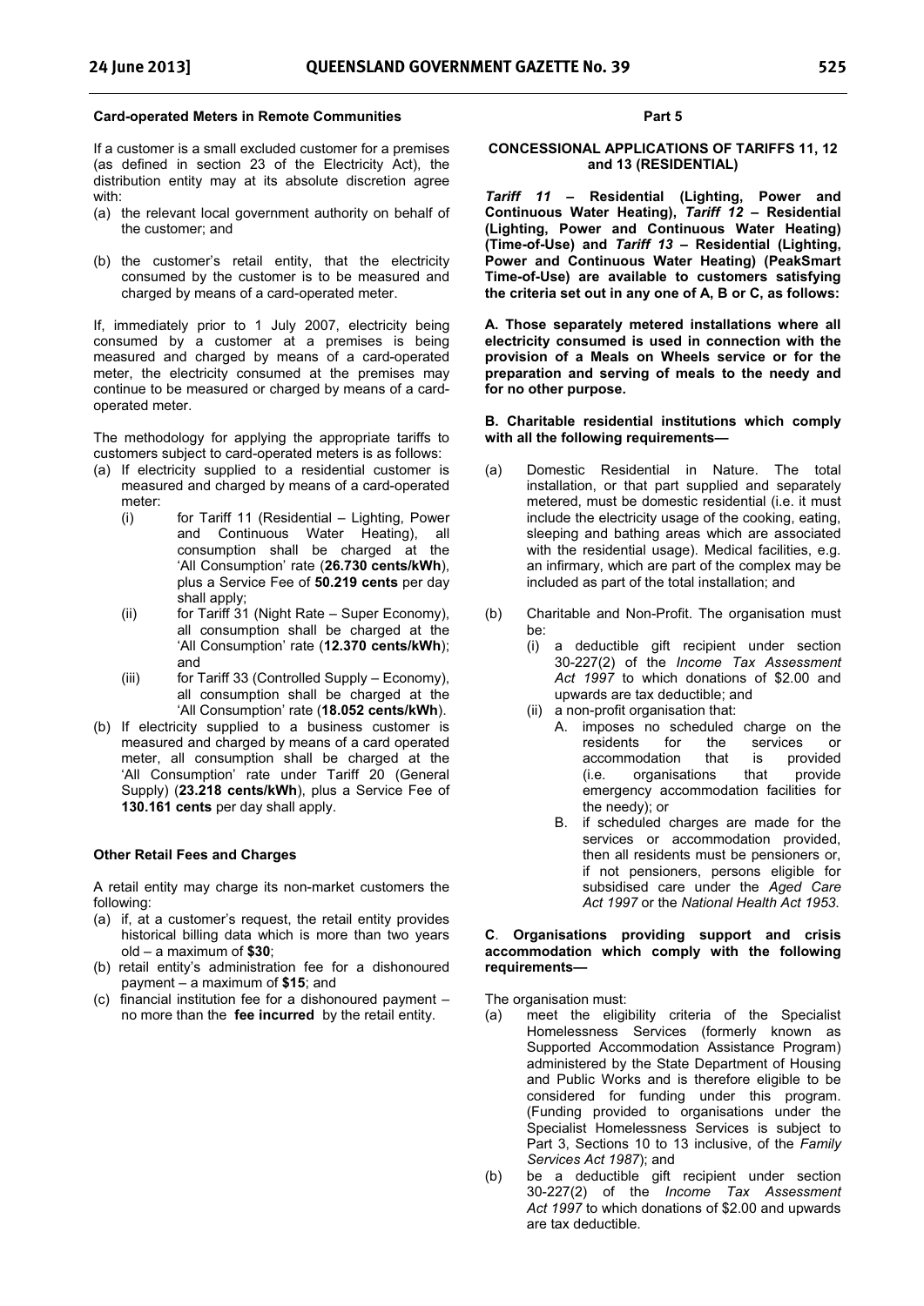**Card-operated Meters in Remote Communities**

If a customer is a small excluded customer for a premises (as defined in section 23 of the Electricity Act), the distribution entity may at its absolute discretion agree with:

(a) the relevant local government authority on behalf of the customer; and

(b) the customer's retail entity, that the electricity consumed by the customer is to be measured and charged by means of a card-operated meter.

If, immediately prior to 1 July 2007, electricity being consumed by a customer at a premises is being measured and charged by means of a card-operated meter, the electricity consumed at the premises may continue to be measured or charged by means of a card-operated meter.

The methodology for applying the appropriate tariffs to customers subject to card-operated meters is as follows:

(a) If electricity supplied to a residential customer is measured and charged by means of a card-operated meter:
   (i) for Tariff 11 (Residential – Lighting, Power and Continuous Water Heating), all consumption shall be charged at the 'All Consumption' rate (**26.730 cents/kWh**), plus a Service Fee of **50.219 cents** per day shall apply;
   (ii) for Tariff 31 (Night Rate – Super Economy), all consumption shall be charged at the 'All Consumption' rate (**12.370 cents/kWh**); and
   (iii) for Tariff 33 (Controlled Supply – Economy), all consumption shall be charged at the 'All Consumption' rate (**18.052 cents/kWh**).

(b) If electricity supplied to a business customer is measured and charged by means of a card operated meter, all consumption shall be charged at the 'All Consumption' rate under Tariff 20 (General Supply) (**23.218 cents/kWh**), plus a Service Fee of **130.161 cents** per day shall apply.

**Other Retail Fees and Charges**

A retail entity may charge its non-market customers the following:

(a) if, at a customer's request, the retail entity provides historical billing data which is more than two years old – a maximum of **$30**;
(b) retail entity's administration fee for a dishonoured payment – a maximum of **$15**; and
(c) financial institution fee for a dishonoured payment – no more than the **fee incurred** by the retail entity.

**Part 5**

**CONCESSIONAL APPLICATIONS OF TARIFFS 11, 12 and 13 (RESIDENTIAL)**

***Tariff 11* – Residential (Lighting, Power and Continuous Water Heating), *Tariff 12* – Residential (Lighting, Power and Continuous Water Heating) (Time-of-Use) and *Tariff 13* – Residential (Lighting, Power and Continuous Water Heating) (PeakSmart Time-of-Use) are available to customers satisfying the criteria set out in any one of A, B or C, as follows:**

**A. Those separately metered installations where all electricity consumed is used in connection with the provision of a Meals on Wheels service or for the preparation and serving of meals to the needy and for no other purpose.**

**B. Charitable residential institutions which comply with all the following requirements—**

(a) Domestic Residential in Nature. The total installation, or that part supplied and separately metered, must be domestic residential (i.e. it must include the electricity usage of the cooking, eating, sleeping and bathing areas which are associated with the residential usage). Medical facilities, e.g. an infirmary, which are part of the complex may be included as part of the total installation; and

(b) Charitable and Non-Profit. The organisation must be:
   (i) a deductible gift recipient under section 30-227(2) of the *Income Tax Assessment Act 1997* to which donations of $2.00 and upwards are tax deductible; and
   (ii) a non-profit organisation that:
      A. imposes no scheduled charge on the residents for the services or accommodation that is provided (i.e. organisations that provide emergency accommodation facilities for the needy); or
      B. if scheduled charges are made for the services or accommodation provided, then all residents must be pensioners or, if not pensioners, persons eligible for subsidised care under the *Aged Care Act 1997* or the *National Health Act 1953*.

**C. Organisations providing support and crisis accommodation which comply with the following requirements—**

The organisation must:

(a) meet the eligibility criteria of the Specialist Homelessness Services (formerly known as Supported Accommodation Assistance Program) administered by the State Department of Housing and Public Works and is therefore eligible to be considered for funding under this program. (Funding provided to organisations under the Specialist Homelessness Services is subject to Part 3, Sections 10 to 13 inclusive, of the *Family Services Act 1987*); and

(b) be a deductible gift recipient under section 30-227(2) of the *Income Tax Assessment Act 1997* to which donations of $2.00 and upwards are tax deductible.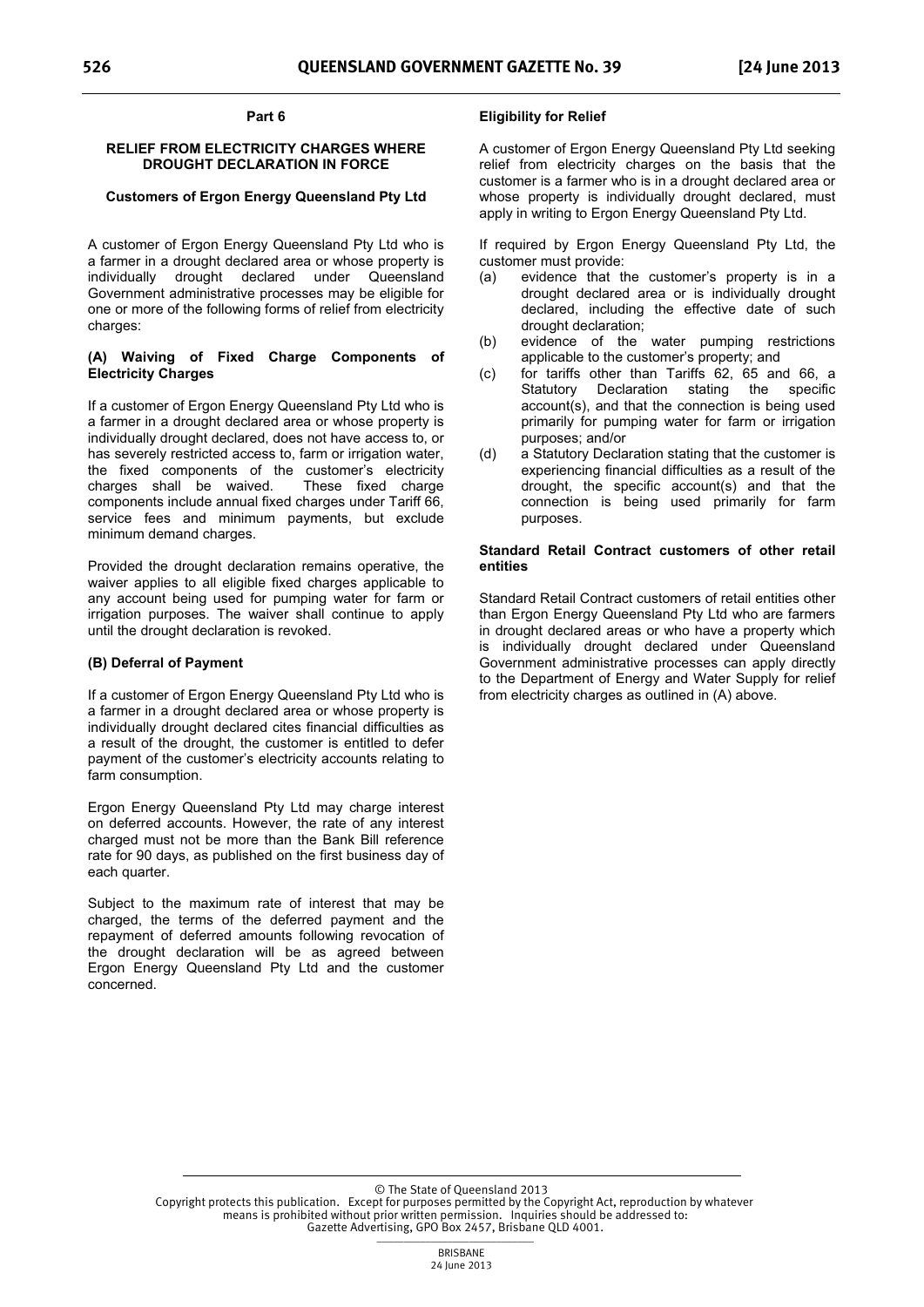## Part 6

### RELIEF FROM ELECTRICITY CHARGES WHERE DROUGHT DECLARATION IN FORCE

#### Customers of Ergon Energy Queensland Pty Ltd

A customer of Ergon Energy Queensland Pty Ltd who is a farmer in a drought declared area or whose property is individually drought declared under Queensland Government administrative processes may be eligible for one or more of the following forms of relief from electricity charges:

#### (A) Waiving of Fixed Charge Components of Electricity Charges

If a customer of Ergon Energy Queensland Pty Ltd who is a farmer in a drought declared area or whose property is individually drought declared, does not have access to, or has severely restricted access to, farm or irrigation water, the fixed components of the customer's electricity charges shall be waived. These fixed charge components include annual fixed charges under Tariff 66, service fees and minimum payments, but exclude minimum demand charges.

Provided the drought declaration remains operative, the waiver applies to all eligible fixed charges applicable to any account being used for pumping water for farm or irrigation purposes. The waiver shall continue to apply until the drought declaration is revoked.

#### (B) Deferral of Payment

If a customer of Ergon Energy Queensland Pty Ltd who is a farmer in a drought declared area or whose property is individually drought declared cites financial difficulties as a result of the drought, the customer is entitled to defer payment of the customer's electricity accounts relating to farm consumption.

Ergon Energy Queensland Pty Ltd may charge interest on deferred accounts. However, the rate of any interest charged must not be more than the Bank Bill reference rate for 90 days, as published on the first business day of each quarter.

Subject to the maximum rate of interest that may be charged, the terms of the deferred payment and the repayment of deferred amounts following revocation of the drought declaration will be as agreed between Ergon Energy Queensland Pty Ltd and the customer concerned.

#### Eligibility for Relief

A customer of Ergon Energy Queensland Pty Ltd seeking relief from electricity charges on the basis that the customer is a farmer who is in a drought declared area or whose property is individually drought declared, must apply in writing to Ergon Energy Queensland Pty Ltd.

If required by Ergon Energy Queensland Pty Ltd, the customer must provide:

(a) evidence that the customer's property is in a drought declared area or is individually drought declared, including the effective date of such drought declaration;

(b) evidence of the water pumping restrictions applicable to the customer's property; and

(c) for tariffs other than Tariffs 62, 65 and 66, a Statutory Declaration stating the specific account(s), and that the connection is being used primarily for pumping water for farm or irrigation purposes; and/or

(d) a Statutory Declaration stating that the customer is experiencing financial difficulties as a result of the drought, the specific account(s) and that the connection is being used primarily for farm purposes.

#### Standard Retail Contract customers of other retail entities

Standard Retail Contract customers of retail entities other than Ergon Energy Queensland Pty Ltd who are farmers in drought declared areas or who have a property which is individually drought declared under Queensland Government administrative processes can apply directly to the Department of Energy and Water Supply for relief from electricity charges as outlined in (A) above.

© The State of Queensland 2013
Copyright protects this publication. Except for purposes permitted by the Copyright Act, reproduction by whatever means is prohibited without prior written permission. Inquiries should be addressed to:
Gazette Advertising, GPO Box 2457, Brisbane QLD 4001.

BRISBANE
24 June 2013